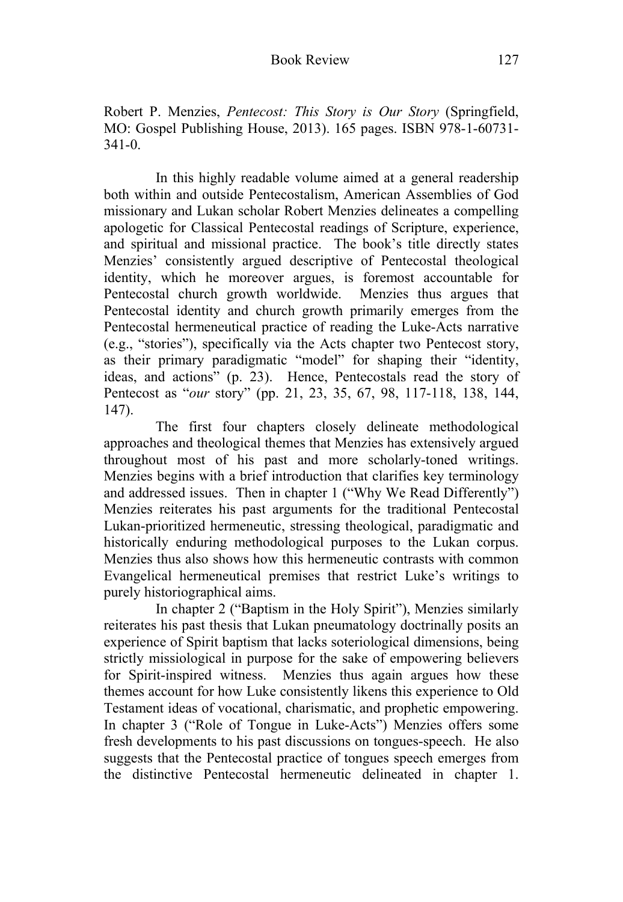Robert P. Menzies, *Pentecost: This Story is Our Story* (Springfield, MO: Gospel Publishing House, 2013). 165 pages. ISBN 978-1-60731-341-0.

In this highly readable volume aimed at a general readership both within and outside Pentecostalism, American Assemblies of God missionary and Lukan scholar Robert Menzies delineates a compelling apologetic for Classical Pentecostal readings of Scripture, experience, and spiritual and missional practice. The book's title directly states Menzies' consistently argued descriptive of Pentecostal theological identity, which he moreover argues, is foremost accountable for Pentecostal church growth worldwide. Menzies thus argues that Pentecostal identity and church growth primarily emerges from the Pentecostal hermeneutical practice of reading the Luke-Acts narrative (e.g., "stories"), specifically via the Acts chapter two Pentecost story, as their primary paradigmatic "model" for shaping their "identity, ideas, and actions" (p. 23). Hence, Pentecostals read the story of Pentecost as "*our* story" (pp. 21, 23, 35, 67, 98, 117-118, 138, 144, 147).

The first four chapters closely delineate methodological approaches and theological themes that Menzies has extensively argued throughout most of his past and more scholarly-toned writings. Menzies begins with a brief introduction that clarifies key terminology and addressed issues. Then in chapter 1 ("Why We Read Differently") Menzies reiterates his past arguments for the traditional Pentecostal Lukan-prioritized hermeneutic, stressing theological, paradigmatic and historically enduring methodological purposes to the Lukan corpus. Menzies thus also shows how this hermeneutic contrasts with common Evangelical hermeneutical premises that restrict Luke's writings to purely historiographical aims.

In chapter 2 ("Baptism in the Holy Spirit"), Menzies similarly reiterates his past thesis that Lukan pneumatology doctrinally posits an experience of Spirit baptism that lacks soteriological dimensions, being strictly missiological in purpose for the sake of empowering believers for Spirit-inspired witness. Menzies thus again argues how these themes account for how Luke consistently likens this experience to Old Testament ideas of vocational, charismatic, and prophetic empowering. In chapter 3 ("Role of Tongue in Luke-Acts") Menzies offers some fresh developments to his past discussions on tongues-speech. He also suggests that the Pentecostal practice of tongues speech emerges from the distinctive Pentecostal hermeneutic delineated in chapter 1.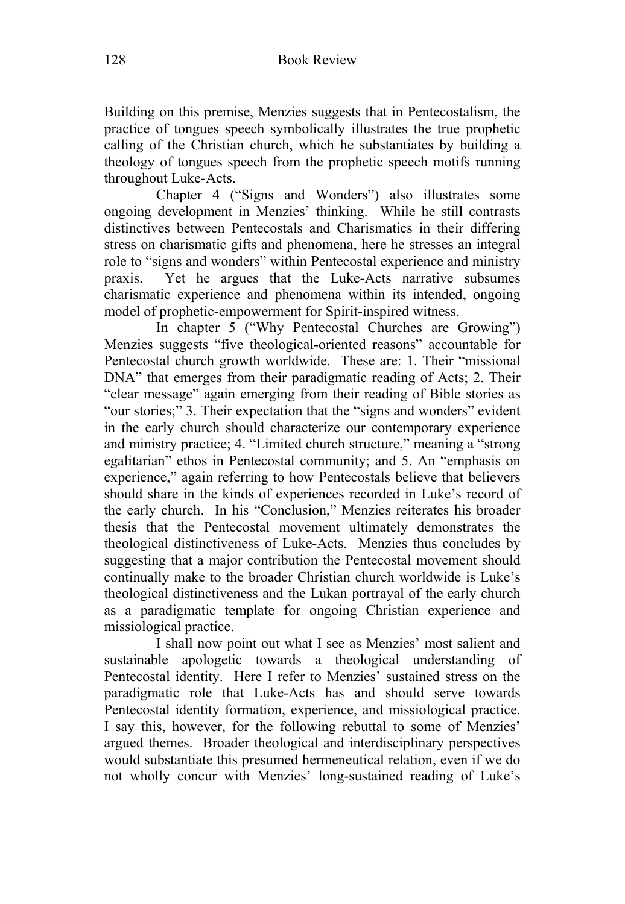Building on this premise, Menzies suggests that in Pentecostalism, the practice of tongues speech symbolically illustrates the true prophetic calling of the Christian church, which he substantiates by building a theology of tongues speech from the prophetic speech motifs running throughout Luke-Acts.

Chapter 4 ("Signs and Wonders") also illustrates some ongoing development in Menzies' thinking. While he still contrasts distinctives between Pentecostals and Charismatics in their differing stress on charismatic gifts and phenomena, here he stresses an integral role to "signs and wonders" within Pentecostal experience and ministry praxis. Yet he argues that the Luke-Acts narrative subsumes charismatic experience and phenomena within its intended, ongoing model of prophetic-empowerment for Spirit-inspired witness.

In chapter 5 ("Why Pentecostal Churches are Growing") Menzies suggests "five theological-oriented reasons" accountable for Pentecostal church growth worldwide. These are: 1. Their "missional DNA" that emerges from their paradigmatic reading of Acts; 2. Their "clear message" again emerging from their reading of Bible stories as "our stories;" 3. Their expectation that the "signs and wonders" evident in the early church should characterize our contemporary experience and ministry practice; 4. "Limited church structure," meaning a "strong egalitarian" ethos in Pentecostal community; and 5. An "emphasis on experience," again referring to how Pentecostals believe that believers should share in the kinds of experiences recorded in Luke's record of the early church. In his "Conclusion," Menzies reiterates his broader thesis that the Pentecostal movement ultimately demonstrates the theological distinctiveness of Luke-Acts. Menzies thus concludes by suggesting that a major contribution the Pentecostal movement should continually make to the broader Christian church worldwide is Luke's theological distinctiveness and the Lukan portrayal of the early church as a paradigmatic template for ongoing Christian experience and missiological practice.

I shall now point out what I see as Menzies' most salient and sustainable apologetic towards a theological understanding of Pentecostal identity. Here I refer to Menzies' sustained stress on the paradigmatic role that Luke-Acts has and should serve towards Pentecostal identity formation, experience, and missiological practice. I say this, however, for the following rebuttal to some of Menzies' argued themes. Broader theological and interdisciplinary perspectives would substantiate this presumed hermeneutical relation, even if we do not wholly concur with Menzies' long-sustained reading of Luke's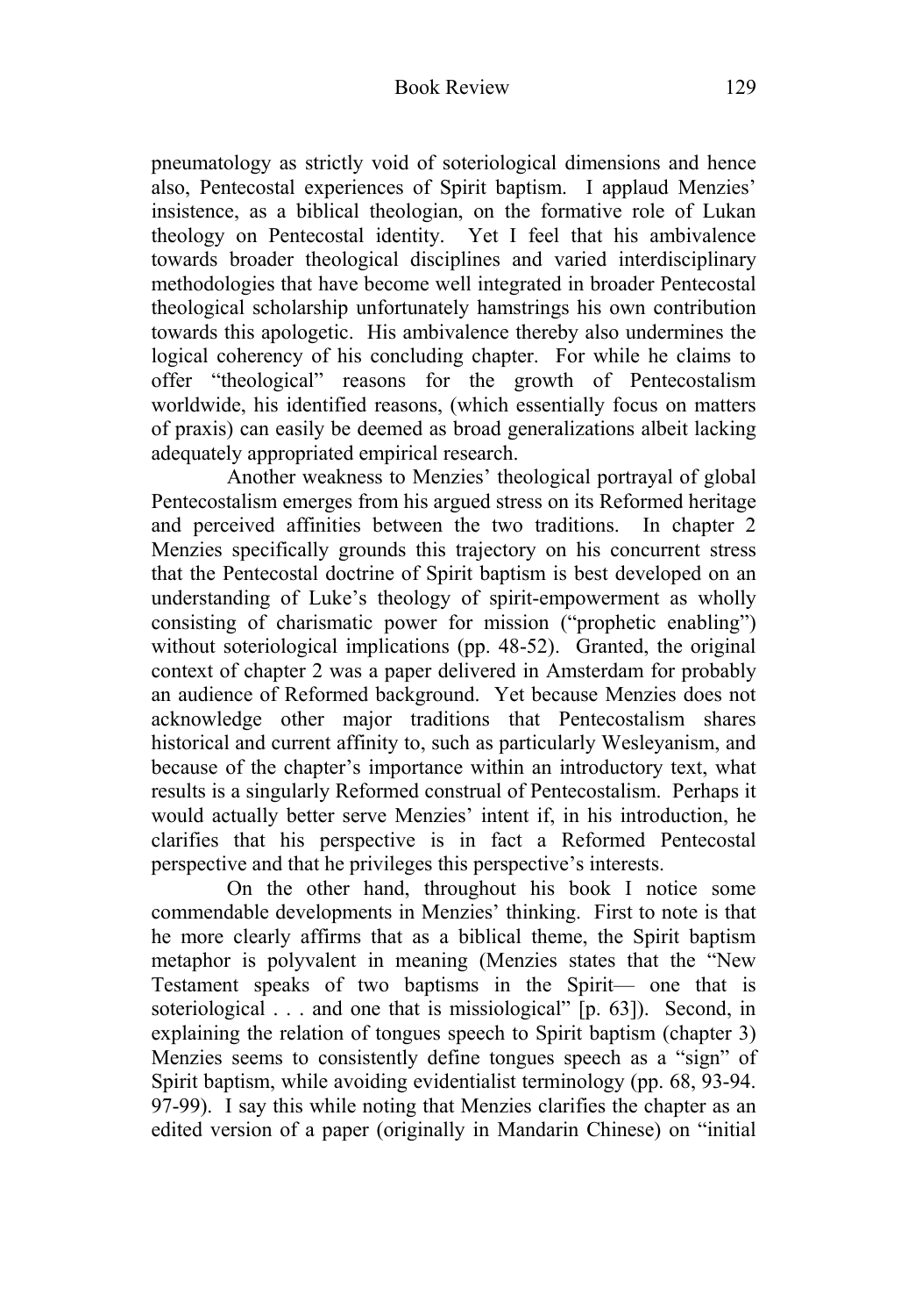pneumatology as strictly void of soteriological dimensions and hence also, Pentecostal experiences of Spirit baptism. I applaud Menzies' insistence, as a biblical theologian, on the formative role of Lukan theology on Pentecostal identity. Yet I feel that his ambivalence towards broader theological disciplines and varied interdisciplinary methodologies that have become well integrated in broader Pentecostal theological scholarship unfortunately hamstrings his own contribution towards this apologetic. His ambivalence thereby also undermines the logical coherency of his concluding chapter. For while he claims to offer "theological" reasons for the growth of Pentecostalism worldwide, his identified reasons, (which essentially focus on matters of praxis) can easily be deemed as broad generalizations albeit lacking adequately appropriated empirical research.

Another weakness to Menzies' theological portrayal of global Pentecostalism emerges from his argued stress on its Reformed heritage and perceived affinities between the two traditions. In chapter 2 Menzies specifically grounds this trajectory on his concurrent stress that the Pentecostal doctrine of Spirit baptism is best developed on an understanding of Luke's theology of spirit-empowerment as wholly consisting of charismatic power for mission ("prophetic enabling") without soteriological implications (pp. 48-52). Granted, the original context of chapter 2 was a paper delivered in Amsterdam for probably an audience of Reformed background. Yet because Menzies does not acknowledge other major traditions that Pentecostalism shares historical and current affinity to, such as particularly Wesleyanism, and because of the chapter's importance within an introductory text, what results is a singularly Reformed construal of Pentecostalism. Perhaps it would actually better serve Menzies' intent if, in his introduction, he clarifies that his perspective is in fact a Reformed Pentecostal perspective and that he privileges this perspective's interests.

On the other hand, throughout his book I notice some commendable developments in Menzies' thinking. First to note is that he more clearly affirms that as a biblical theme, the Spirit baptism metaphor is polyvalent in meaning (Menzies states that the "New Testament speaks of two baptisms in the Spirit— one that is soteriological . . . and one that is missiological" [p. 63]). Second, in explaining the relation of tongues speech to Spirit baptism (chapter 3) Menzies seems to consistently define tongues speech as a "sign" of Spirit baptism, while avoiding evidentialist terminology (pp. 68, 93-94. 97-99). I say this while noting that Menzies clarifies the chapter as an edited version of a paper (originally in Mandarin Chinese) on "initial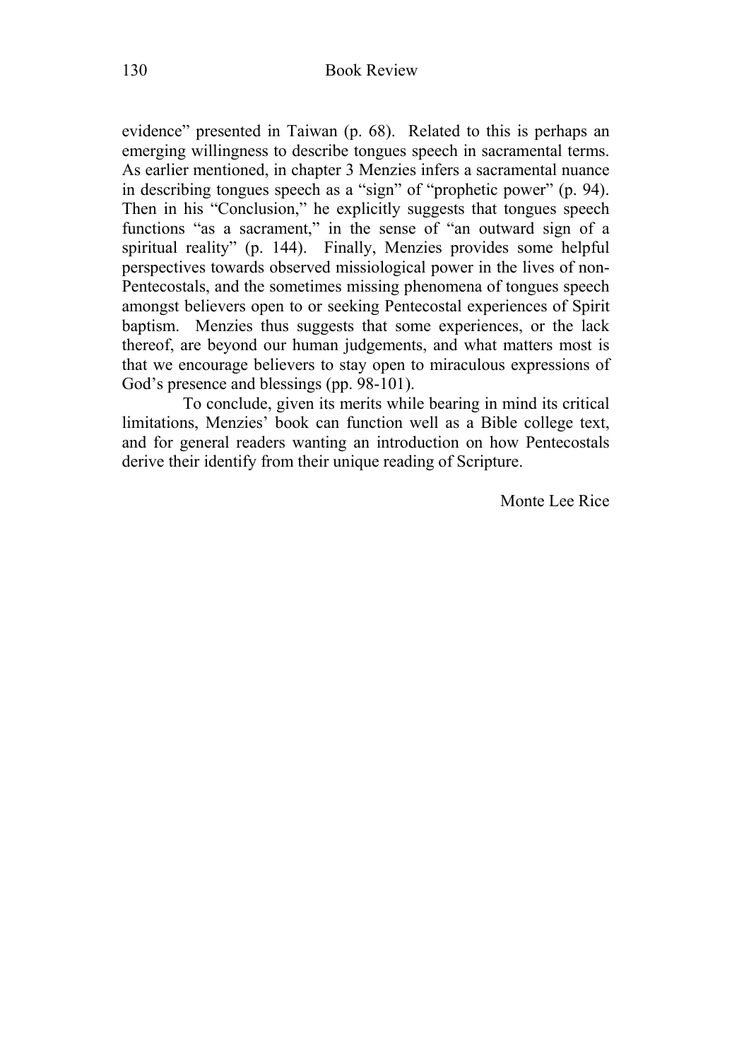evidence" presented in Taiwan (p. 68). Related to this is perhaps an emerging willingness to describe tongues speech in sacramental terms. As earlier mentioned, in chapter 3 Menzies infers a sacramental nuance in describing tongues speech as a "sign" of "prophetic power" (p. 94). Then in his "Conclusion," he explicitly suggests that tongues speech functions "as a sacrament," in the sense of "an outward sign of a spiritual reality" (p. 144). Finally, Menzies provides some helpful perspectives towards observed missiological power in the lives of non-Pentecostals, and the sometimes missing phenomena of tongues speech amongst believers open to or seeking Pentecostal experiences of Spirit baptism. Menzies thus suggests that some experiences, or the lack thereof, are beyond our human judgements, and what matters most is that we encourage believers to stay open to miraculous expressions of God's presence and blessings (pp. 98-101).

To conclude, given its merits while bearing in mind its critical limitations, Menzies' book can function well as a Bible college text, and for general readers wanting an introduction on how Pentecostals derive their identify from their unique reading of Scripture.

Monte Lee Rice